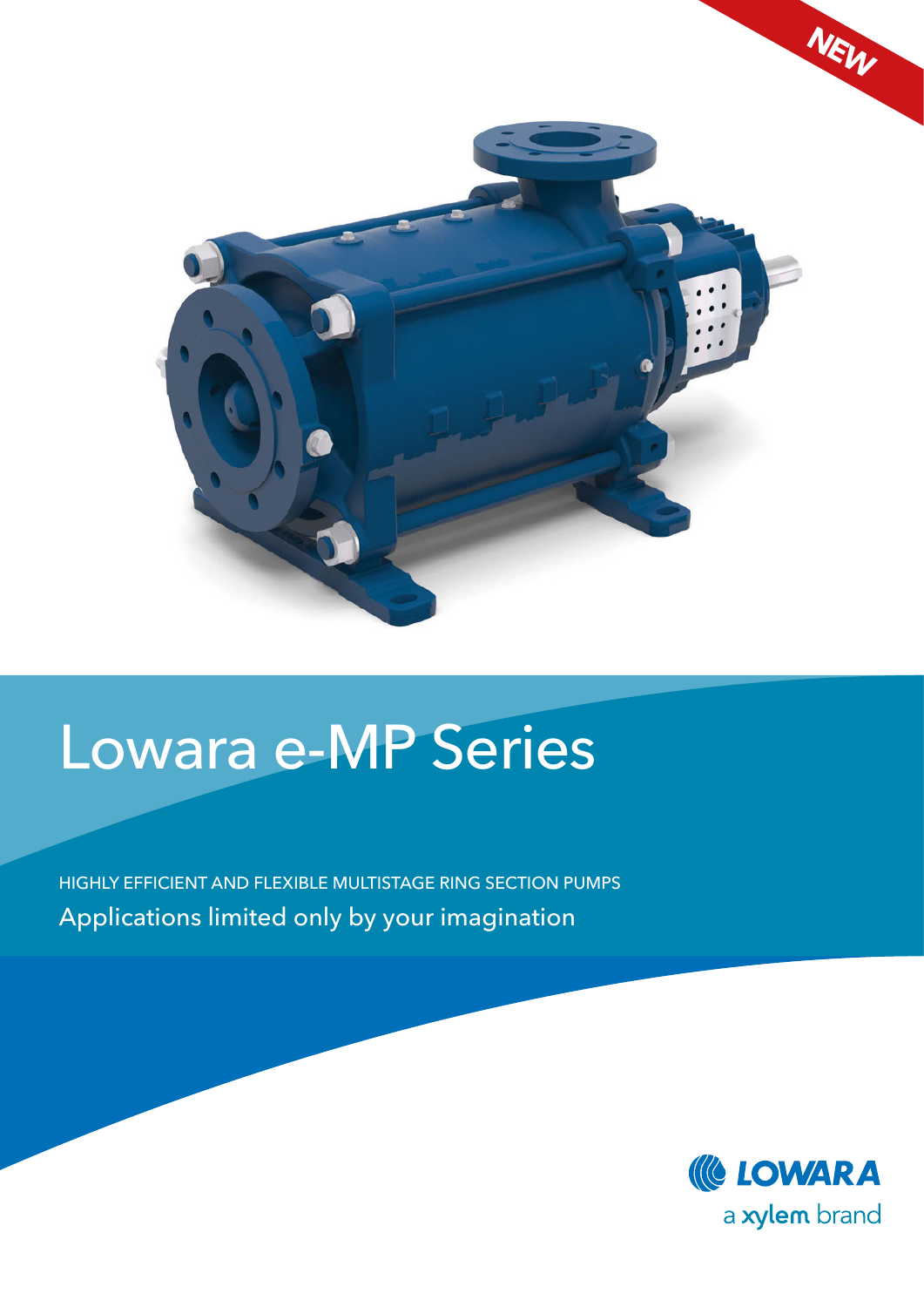NEW

# Lowara e-MP Series

HIGHLY EFFICIENT AND FLEXIBLE MULTISTAGE RING SECTION PUMPS

Applications limited only by your imagination

LOWARA

a xylem brand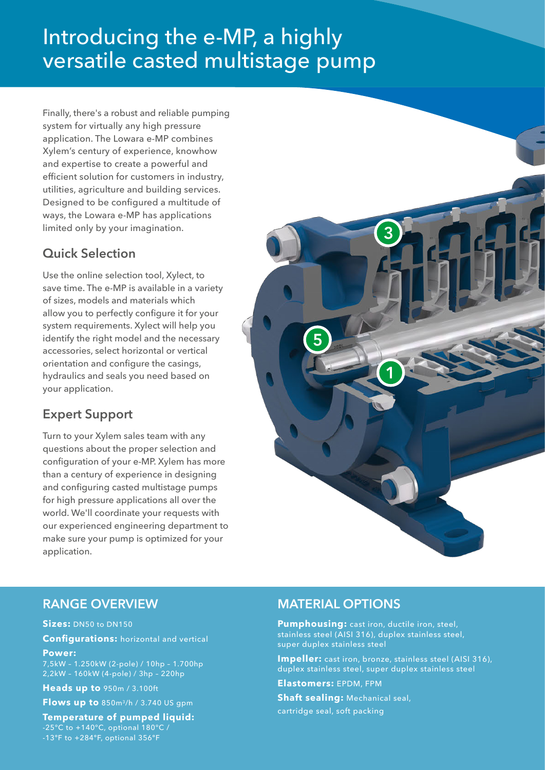# Introducing the e-MP, a highly versatile casted multistage pump

Finally, there's a robust and reliable pumping system for virtually any high pressure application. The Lowara e-MP combines Xylem's century of experience, knowhow and expertise to create a powerful and efficient solution for customers in industry, utilities, agriculture and building services. Designed to be configured a multitude of ways, the Lowara e-MP has applications limited only by your imagination.

## Quick Selection

Use the online selection tool, Xylect, to save time. The e-MP is available in a variety of sizes, models and materials which allow you to perfectly configure it for your system requirements. Xylect will help you identify the right model and the necessary accessories, select horizontal or vertical orientation and configure the casings, hydraulics and seals you need based on your application.

## Expert Support

Turn to your Xylem sales team with any questions about the proper selection and configuration of your e-MP. Xylem has more than a century of experience in designing and configuring casted multistage pumps for high pressure applications all over the world. We'll coordinate your requests with our experienced engineering department to make sure your pump is optimized for your application.

## RANGE OVERVIEW

**Sizes:** DN50 to DN150

**Configurations:** horizontal and vertical

**Power:**
7,5kW – 1.250kW (2-pole) / 10hp – 1.700hp
2,2kW – 160kW (4-pole) / 3hp – 220hp

**Heads up to** 950m / 3.100ft

**Flows up to** 850m³/h / 3.740 US gpm

**Temperature of pumped liquid:**
-25°C to +140°C, optional 180°C /
-13°F to +284°F, optional 356°F

## MATERIAL OPTIONS

**Pumphousing:** cast iron, ductile iron, steel, stainless steel (AISI 316), duplex stainless steel, super duplex stainless steel

**Impeller:** cast iron, bronze, stainless steel (AISI 316), duplex stainless steel, super duplex stainless steel

**Elastomers:** EPDM, FPM

**Shaft sealing:** Mechanical seal, cartridge seal, soft packing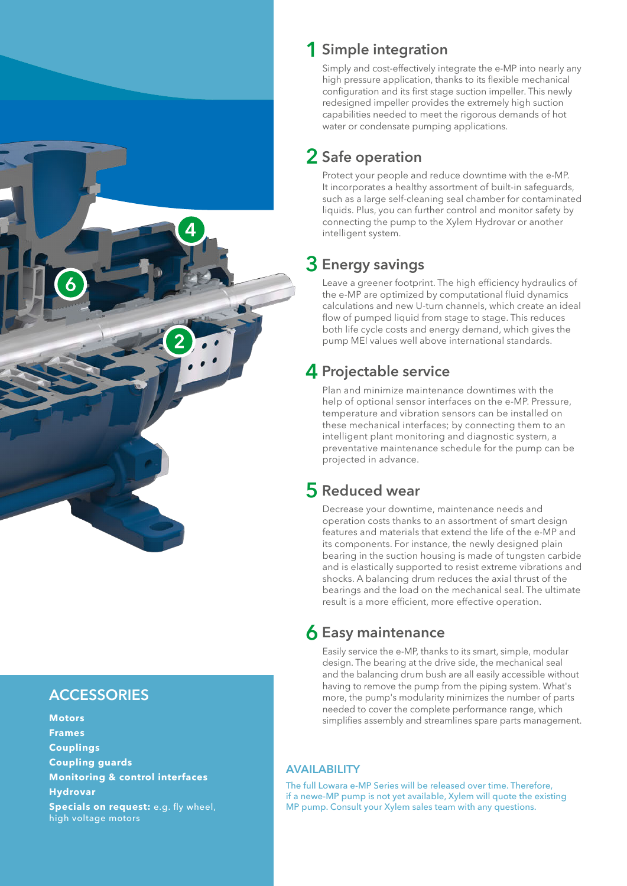## 1 Simple integration

Simply and cost-effectively integrate the e-MP into nearly any high pressure application, thanks to its flexible mechanical configuration and its first stage suction impeller. This newly redesigned impeller provides the extremely high suction capabilities needed to meet the rigorous demands of hot water or condensate pumping applications.

## 2 Safe operation

Protect your people and reduce downtime with the e-MP. It incorporates a healthy assortment of built-in safeguards, such as a large self-cleaning seal chamber for contaminated liquids. Plus, you can further control and monitor safety by connecting the pump to the Xylem Hydrovar or another intelligent system.

## 3 Energy savings

Leave a greener footprint. The high efficiency hydraulics of the e-MP are optimized by computational fluid dynamics calculations and new U-turn channels, which create an ideal flow of pumped liquid from stage to stage. This reduces both life cycle costs and energy demand, which gives the pump MEI values well above international standards.

## 4 Projectable service

Plan and minimize maintenance downtimes with the help of optional sensor interfaces on the e-MP. Pressure, temperature and vibration sensors can be installed on these mechanical interfaces; by connecting them to an intelligent plant monitoring and diagnostic system, a preventative maintenance schedule for the pump can be projected in advance.

## 5 Reduced wear

Decrease your downtime, maintenance needs and operation costs thanks to an assortment of smart design features and materials that extend the life of the e-MP and its components. For instance, the newly designed plain bearing in the suction housing is made of tungsten carbide and is elastically supported to resist extreme vibrations and shocks. A balancing drum reduces the axial thrust of the bearings and the load on the mechanical seal. The ultimate result is a more efficient, more effective operation.

## 6 Easy maintenance

Easily service the e-MP, thanks to its smart, simple, modular design. The bearing at the drive side, the mechanical seal and the balancing drum bush are all easily accessible without having to remove the pump from the piping system. What's more, the pump's modularity minimizes the number of parts needed to cover the complete performance range, which simplifies assembly and streamlines spare parts management.

## ACCESSORIES

**Motors**
**Frames**
**Couplings**
**Coupling guards**
**Monitoring & control interfaces**
**Hydrovar**
**Specials on request:** e.g. fly wheel, high voltage motors

### AVAILABILITY

The full Lowara e-MP Series will be released over time. Therefore, if a newe-MP pump is not yet available, Xylem will quote the existing MP pump. Consult your Xylem sales team with any questions.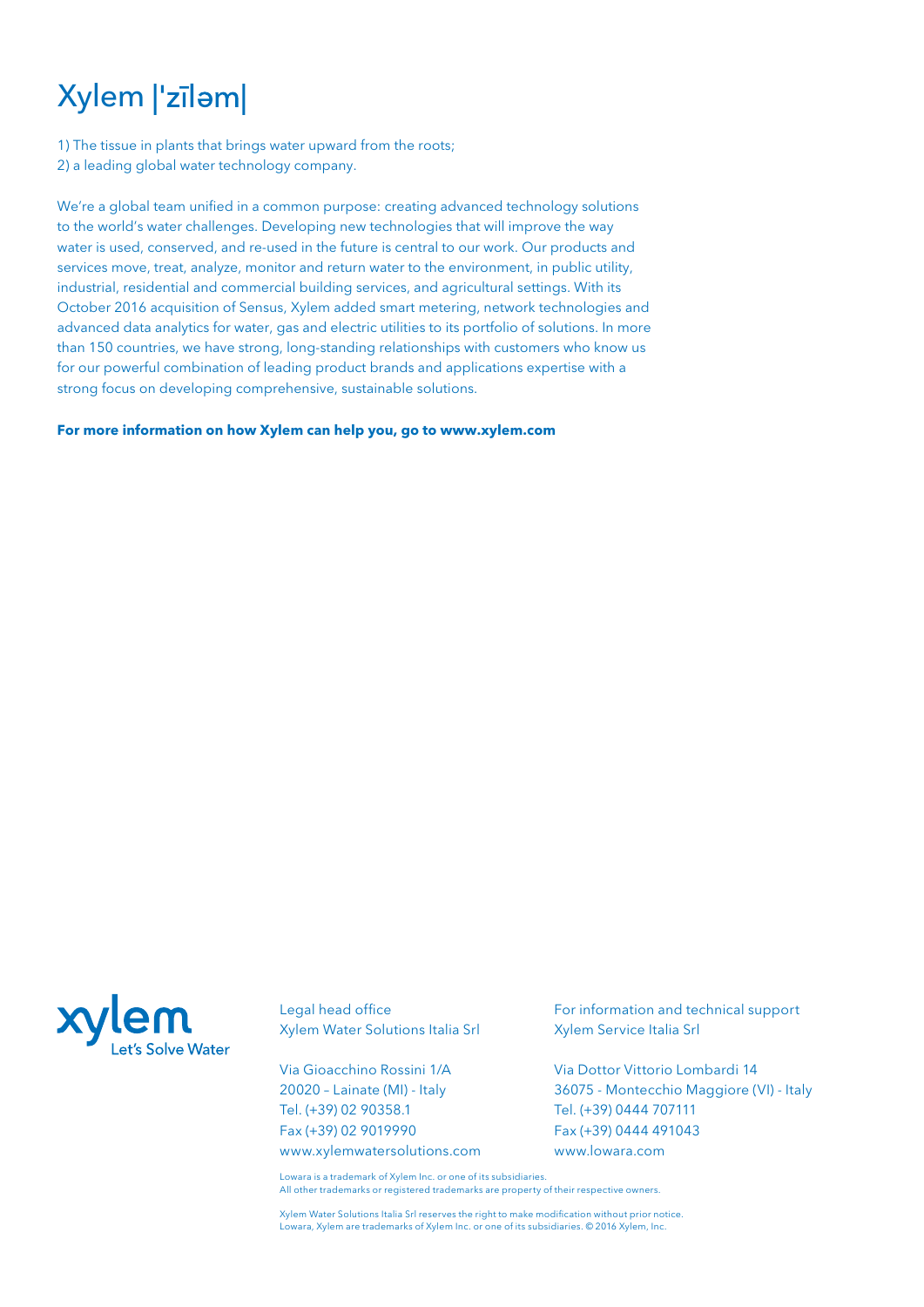# Xylem |'zīləm|

1) The tissue in plants that brings water upward from the roots;
2) a leading global water technology company.

We're a global team unified in a common purpose: creating advanced technology solutions to the world's water challenges. Developing new technologies that will improve the way water is used, conserved, and re-used in the future is central to our work. Our products and services move, treat, analyze, monitor and return water to the environment, in public utility, industrial, residential and commercial building services, and agricultural settings. With its October 2016 acquisition of Sensus, Xylem added smart metering, network technologies and advanced data analytics for water, gas and electric utilities to its portfolio of solutions. In more than 150 countries, we have strong, long-standing relationships with customers who know us for our powerful combination of leading product brands and applications expertise with a strong focus on developing comprehensive, sustainable solutions.

**For more information on how Xylem can help you, go to www.xylem.com**

xylem
Let's Solve Water

Legal head office
Xylem Water Solutions Italia Srl

Via Gioacchino Rossini 1/A
20020 – Lainate (MI) - Italy
Tel. (+39) 02 90358.1
Fax (+39) 02 9019990
www.xylemwatersolutions.com

For information and technical support
Xylem Service Italia Srl

Via Dottor Vittorio Lombardi 14
36075 - Montecchio Maggiore (VI) - Italy
Tel. (+39) 0444 707111
Fax (+39) 0444 491043
www.lowara.com

Lowara is a trademark of Xylem Inc. or one of its subsidiaries.
All other trademarks or registered trademarks are property of their respective owners.

Xylem Water Solutions Italia Srl reserves the right to make modification without prior notice.
Lowara, Xylem are trademarks of Xylem Inc. or one of its subsidiaries. © 2016 Xylem, Inc.